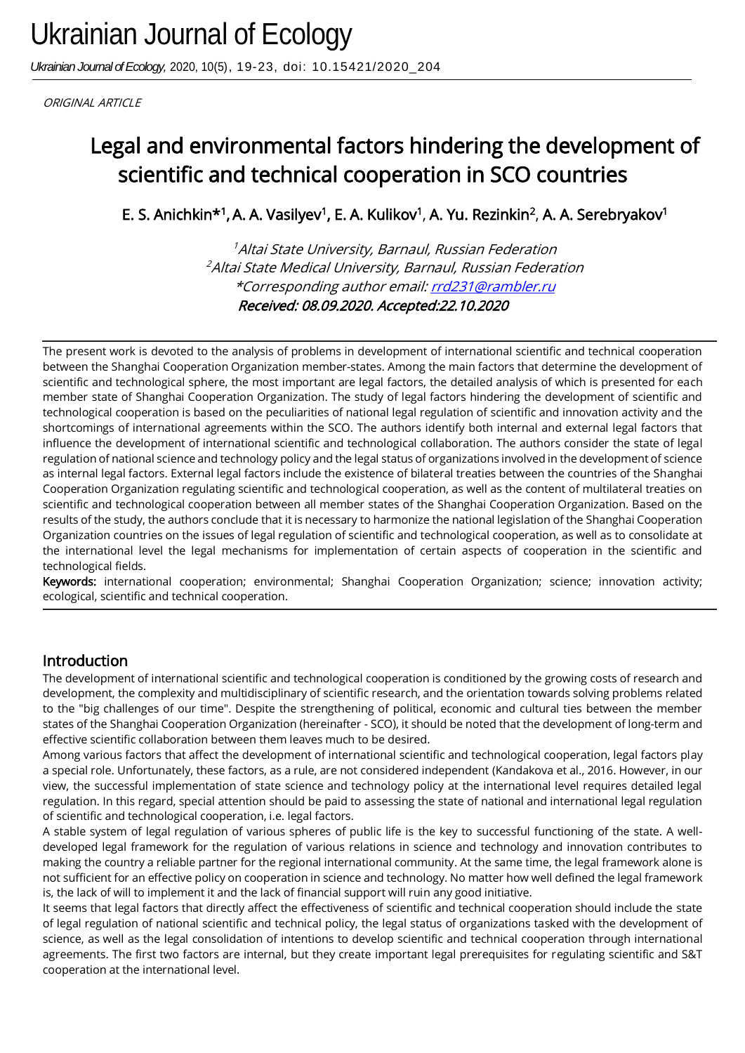ORIGINAL ARTICLE

# Legal and environmental factors hindering the development of scientific and technical cooperation in SCO countries

E. S. Anichkin*[1], A. A. Vasilyev[1], E. A. Kulikov[1], A. Yu. Rezinkin[2], A. A. Serebryakov[1]

[1]Altai State University, Barnaul, Russian Federation
[2]Altai State Medical University, Barnaul, Russian Federation
*Corresponding author email: rrd231@rambler.ru
*Received: 08.09.2020. Accepted:22.10.2020*

The present work is devoted to the analysis of problems in development of international scientific and technical cooperation between the Shanghai Cooperation Organization member-states. Among the main factors that determine the development of scientific and technological sphere, the most important are legal factors, the detailed analysis of which is presented for each member state of Shanghai Cooperation Organization. The study of legal factors hindering the development of scientific and technological cooperation is based on the peculiarities of national legal regulation of scientific and innovation activity and the shortcomings of international agreements within the SCO. The authors identify both internal and external legal factors that influence the development of international scientific and technological collaboration. The authors consider the state of legal regulation of national science and technology policy and the legal status of organizations involved in the development of science as internal legal factors. External legal factors include the existence of bilateral treaties between the countries of the Shanghai Cooperation Organization regulating scientific and technological cooperation, as well as the content of multilateral treaties on scientific and technological cooperation between all member states of the Shanghai Cooperation Organization. Based on the results of the study, the authors conclude that it is necessary to harmonize the national legislation of the Shanghai Cooperation Organization countries on the issues of legal regulation of scientific and technological cooperation, as well as to consolidate at the international level the legal mechanisms for implementation of certain aspects of cooperation in the scientific and technological fields.

**Keywords:** international cooperation; environmental; Shanghai Cooperation Organization; science; innovation activity; ecological, scientific and technical cooperation.

## Introduction

The development of international scientific and technological cooperation is conditioned by the growing costs of research and development, the complexity and multidisciplinary of scientific research, and the orientation towards solving problems related to the "big challenges of our time". Despite the strengthening of political, economic and cultural ties between the member states of the Shanghai Cooperation Organization (hereinafter - SCO), it should be noted that the development of long-term and effective scientific collaboration between them leaves much to be desired.

Among various factors that affect the development of international scientific and technological cooperation, legal factors play a special role. Unfortunately, these factors, as a rule, are not considered independent (Kandakova et al., 2016. However, in our view, the successful implementation of state science and technology policy at the international level requires detailed legal regulation. In this regard, special attention should be paid to assessing the state of national and international legal regulation of scientific and technological cooperation, i.e. legal factors.

A stable system of legal regulation of various spheres of public life is the key to successful functioning of the state. A well-developed legal framework for the regulation of various relations in science and technology and innovation contributes to making the country a reliable partner for the regional international community. At the same time, the legal framework alone is not sufficient for an effective policy on cooperation in science and technology. No matter how well defined the legal framework is, the lack of will to implement it and the lack of financial support will ruin any good initiative.

It seems that legal factors that directly affect the effectiveness of scientific and technical cooperation should include the state of legal regulation of national scientific and technical policy, the legal status of organizations tasked with the development of science, as well as the legal consolidation of intentions to develop scientific and technical cooperation through international agreements. The first two factors are internal, but they create important legal prerequisites for regulating scientific and S&T cooperation at the international level.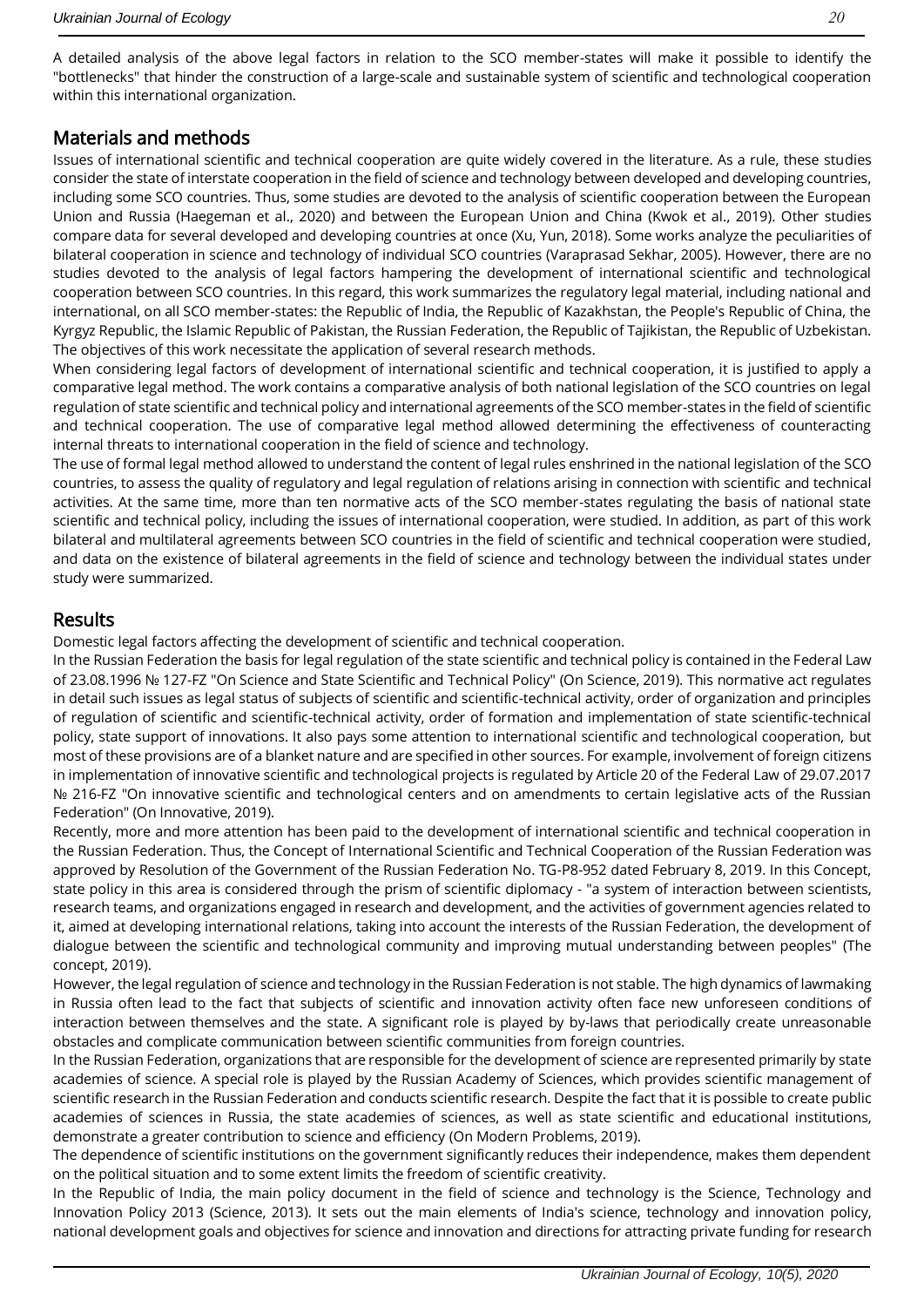A detailed analysis of the above legal factors in relation to the SCO member-states will make it possible to identify the "bottlenecks" that hinder the construction of a large-scale and sustainable system of scientific and technological cooperation within this international organization.

## Materials and methods

Issues of international scientific and technical cooperation are quite widely covered in the literature. As a rule, these studies consider the state of interstate cooperation in the field of science and technology between developed and developing countries, including some SCO countries. Thus, some studies are devoted to the analysis of scientific cooperation between the European Union and Russia (Haegeman et al., 2020) and between the European Union and China (Kwok et al., 2019). Other studies compare data for several developed and developing countries at once (Xu, Yun, 2018). Some works analyze the peculiarities of bilateral cooperation in science and technology of individual SCO countries (Varaprasad Sekhar, 2005). However, there are no studies devoted to the analysis of legal factors hampering the development of international scientific and technological cooperation between SCO countries. In this regard, this work summarizes the regulatory legal material, including national and international, on all SCO member-states: the Republic of India, the Republic of Kazakhstan, the People's Republic of China, the Kyrgyz Republic, the Islamic Republic of Pakistan, the Russian Federation, the Republic of Tajikistan, the Republic of Uzbekistan. The objectives of this work necessitate the application of several research methods.

When considering legal factors of development of international scientific and technical cooperation, it is justified to apply a comparative legal method. The work contains a comparative analysis of both national legislation of the SCO countries on legal regulation of state scientific and technical policy and international agreements of the SCO member-states in the field of scientific and technical cooperation. The use of comparative legal method allowed determining the effectiveness of counteracting internal threats to international cooperation in the field of science and technology.

The use of formal legal method allowed to understand the content of legal rules enshrined in the national legislation of the SCO countries, to assess the quality of regulatory and legal regulation of relations arising in connection with scientific and technical activities. At the same time, more than ten normative acts of the SCO member-states regulating the basis of national state scientific and technical policy, including the issues of international cooperation, were studied. In addition, as part of this work bilateral and multilateral agreements between SCO countries in the field of scientific and technical cooperation were studied, and data on the existence of bilateral agreements in the field of science and technology between the individual states under study were summarized.

## Results

Domestic legal factors affecting the development of scientific and technical cooperation.

In the Russian Federation the basis for legal regulation of the state scientific and technical policy is contained in the Federal Law of 23.08.1996 № 127-FZ "On Science and State Scientific and Technical Policy" (On Science, 2019). This normative act regulates in detail such issues as legal status of subjects of scientific and scientific-technical activity, order of organization and principles of regulation of scientific and scientific-technical activity, order of formation and implementation of state scientific-technical policy, state support of innovations. It also pays some attention to international scientific and technological cooperation, but most of these provisions are of a blanket nature and are specified in other sources. For example, involvement of foreign citizens in implementation of innovative scientific and technological projects is regulated by Article 20 of the Federal Law of 29.07.2017 № 216-FZ "On innovative scientific and technological centers and on amendments to certain legislative acts of the Russian Federation" (On Innovative, 2019).

Recently, more and more attention has been paid to the development of international scientific and technical cooperation in the Russian Federation. Thus, the Concept of International Scientific and Technical Cooperation of the Russian Federation was approved by Resolution of the Government of the Russian Federation No. TG-P8-952 dated February 8, 2019. In this Concept, state policy in this area is considered through the prism of scientific diplomacy - "a system of interaction between scientists, research teams, and organizations engaged in research and development, and the activities of government agencies related to it, aimed at developing international relations, taking into account the interests of the Russian Federation, the development of dialogue between the scientific and technological community and improving mutual understanding between peoples" (The concept, 2019).

However, the legal regulation of science and technology in the Russian Federation is not stable. The high dynamics of lawmaking in Russia often lead to the fact that subjects of scientific and innovation activity often face new unforeseen conditions of interaction between themselves and the state. A significant role is played by by-laws that periodically create unreasonable obstacles and complicate communication between scientific communities from foreign countries.

In the Russian Federation, organizations that are responsible for the development of science are represented primarily by state academies of science. A special role is played by the Russian Academy of Sciences, which provides scientific management of scientific research in the Russian Federation and conducts scientific research. Despite the fact that it is possible to create public academies of sciences in Russia, the state academies of sciences, as well as state scientific and educational institutions, demonstrate a greater contribution to science and efficiency (On Modern Problems, 2019).

The dependence of scientific institutions on the government significantly reduces their independence, makes them dependent on the political situation and to some extent limits the freedom of scientific creativity.

In the Republic of India, the main policy document in the field of science and technology is the Science, Technology and Innovation Policy 2013 (Science, 2013). It sets out the main elements of India's science, technology and innovation policy, national development goals and objectives for science and innovation and directions for attracting private funding for research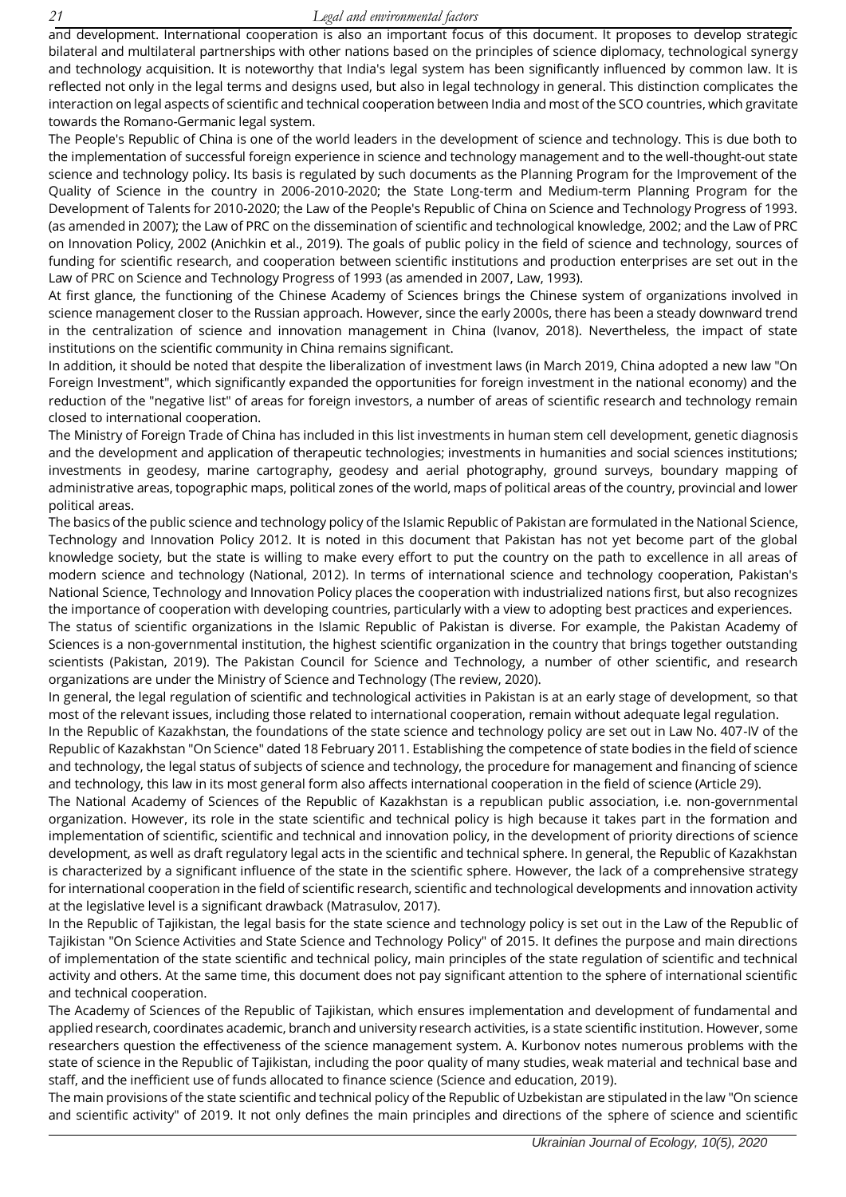and development. International cooperation is also an important focus of this document. It proposes to develop strategic bilateral and multilateral partnerships with other nations based on the principles of science diplomacy, technological synergy and technology acquisition. It is noteworthy that India's legal system has been significantly influenced by common law. It is reflected not only in the legal terms and designs used, but also in legal technology in general. This distinction complicates the interaction on legal aspects of scientific and technical cooperation between India and most of the SCO countries, which gravitate towards the Romano-Germanic legal system.

The People's Republic of China is one of the world leaders in the development of science and technology. This is due both to the implementation of successful foreign experience in science and technology management and to the well-thought-out state science and technology policy. Its basis is regulated by such documents as the Planning Program for the Improvement of the Quality of Science in the country in 2006-2010-2020; the State Long-term and Medium-term Planning Program for the Development of Talents for 2010-2020; the Law of the People's Republic of China on Science and Technology Progress of 1993. (as amended in 2007); the Law of PRC on the dissemination of scientific and technological knowledge, 2002; and the Law of PRC on Innovation Policy, 2002 (Anichkin et al., 2019). The goals of public policy in the field of science and technology, sources of funding for scientific research, and cooperation between scientific institutions and production enterprises are set out in the Law of PRC on Science and Technology Progress of 1993 (as amended in 2007, Law, 1993).

At first glance, the functioning of the Chinese Academy of Sciences brings the Chinese system of organizations involved in science management closer to the Russian approach. However, since the early 2000s, there has been a steady downward trend in the centralization of science and innovation management in China (Ivanov, 2018). Nevertheless, the impact of state institutions on the scientific community in China remains significant.

In addition, it should be noted that despite the liberalization of investment laws (in March 2019, China adopted a new law "On Foreign Investment", which significantly expanded the opportunities for foreign investment in the national economy) and the reduction of the "negative list" of areas for foreign investors, a number of areas of scientific research and technology remain closed to international cooperation.

The Ministry of Foreign Trade of China has included in this list investments in human stem cell development, genetic diagnosis and the development and application of therapeutic technologies; investments in humanities and social sciences institutions; investments in geodesy, marine cartography, geodesy and aerial photography, ground surveys, boundary mapping of administrative areas, topographic maps, political zones of the world, maps of political areas of the country, provincial and lower political areas.

The basics of the public science and technology policy of the Islamic Republic of Pakistan are formulated in the National Science, Technology and Innovation Policy 2012. It is noted in this document that Pakistan has not yet become part of the global knowledge society, but the state is willing to make every effort to put the country on the path to excellence in all areas of modern science and technology (National, 2012). In terms of international science and technology cooperation, Pakistan's National Science, Technology and Innovation Policy places the cooperation with industrialized nations first, but also recognizes the importance of cooperation with developing countries, particularly with a view to adopting best practices and experiences.

The status of scientific organizations in the Islamic Republic of Pakistan is diverse. For example, the Pakistan Academy of Sciences is a non-governmental institution, the highest scientific organization in the country that brings together outstanding scientists (Pakistan, 2019). The Pakistan Council for Science and Technology, a number of other scientific, and research organizations are under the Ministry of Science and Technology (The review, 2020).

In general, the legal regulation of scientific and technological activities in Pakistan is at an early stage of development, so that most of the relevant issues, including those related to international cooperation, remain without adequate legal regulation.

In the Republic of Kazakhstan, the foundations of the state science and technology policy are set out in Law No. 407-IV of the Republic of Kazakhstan "On Science" dated 18 February 2011. Establishing the competence of state bodies in the field of science and technology, the legal status of subjects of science and technology, the procedure for management and financing of science and technology, this law in its most general form also affects international cooperation in the field of science (Article 29).

The National Academy of Sciences of the Republic of Kazakhstan is a republican public association, i.e. non-governmental organization. However, its role in the state scientific and technical policy is high because it takes part in the formation and implementation of scientific, scientific and technical and innovation policy, in the development of priority directions of science development, as well as draft regulatory legal acts in the scientific and technical sphere. In general, the Republic of Kazakhstan is characterized by a significant influence of the state in the scientific sphere. However, the lack of a comprehensive strategy for international cooperation in the field of scientific research, scientific and technological developments and innovation activity at the legislative level is a significant drawback (Matrasulov, 2017).

In the Republic of Tajikistan, the legal basis for the state science and technology policy is set out in the Law of the Republic of Tajikistan "On Science Activities and State Science and Technology Policy" of 2015. It defines the purpose and main directions of implementation of the state scientific and technical policy, main principles of the state regulation of scientific and technical activity and others. At the same time, this document does not pay significant attention to the sphere of international scientific and technical cooperation.

The Academy of Sciences of the Republic of Tajikistan, which ensures implementation and development of fundamental and applied research, coordinates academic, branch and university research activities, is a state scientific institution. However, some researchers question the effectiveness of the science management system. A. Kurbonov notes numerous problems with the state of science in the Republic of Tajikistan, including the poor quality of many studies, weak material and technical base and staff, and the inefficient use of funds allocated to finance science (Science and education, 2019).

The main provisions of the state scientific and technical policy of the Republic of Uzbekistan are stipulated in the law "On science and scientific activity" of 2019. It not only defines the main principles and directions of the sphere of science and scientific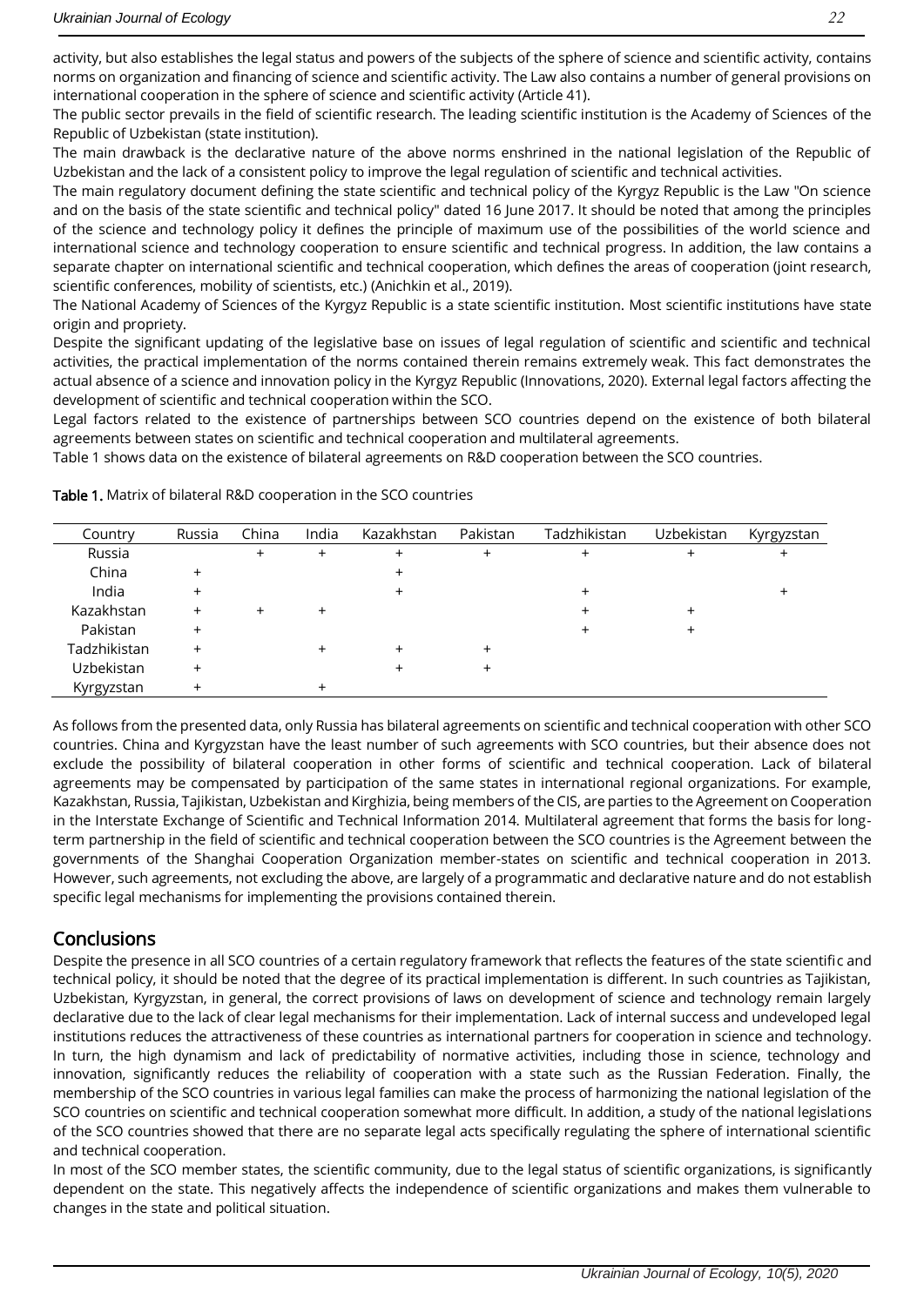activity, but also establishes the legal status and powers of the subjects of the sphere of science and scientific activity, contains norms on organization and financing of science and scientific activity. The Law also contains a number of general provisions on international cooperation in the sphere of science and scientific activity (Article 41).

The public sector prevails in the field of scientific research. The leading scientific institution is the Academy of Sciences of the Republic of Uzbekistan (state institution).

The main drawback is the declarative nature of the above norms enshrined in the national legislation of the Republic of Uzbekistan and the lack of a consistent policy to improve the legal regulation of scientific and technical activities.

The main regulatory document defining the state scientific and technical policy of the Kyrgyz Republic is the Law "On science and on the basis of the state scientific and technical policy" dated 16 June 2017. It should be noted that among the principles of the science and technology policy it defines the principle of maximum use of the possibilities of the world science and international science and technology cooperation to ensure scientific and technical progress. In addition, the law contains a separate chapter on international scientific and technical cooperation, which defines the areas of cooperation (joint research, scientific conferences, mobility of scientists, etc.) (Anichkin et al., 2019).

The National Academy of Sciences of the Kyrgyz Republic is a state scientific institution. Most scientific institutions have state origin and propriety.

Despite the significant updating of the legislative base on issues of legal regulation of scientific and scientific and technical activities, the practical implementation of the norms contained therein remains extremely weak. This fact demonstrates the actual absence of a science and innovation policy in the Kyrgyz Republic (Innovations, 2020). External legal factors affecting the development of scientific and technical cooperation within the SCO.

Legal factors related to the existence of partnerships between SCO countries depend on the existence of both bilateral agreements between states on scientific and technical cooperation and multilateral agreements.

Table 1 shows data on the existence of bilateral agreements on R&D cooperation between the SCO countries.

**Table 1.** Matrix of bilateral R&D cooperation in the SCO countries

| Country | Russia | China | India | Kazakhstan | Pakistan | Tadzhikistan | Uzbekistan | Kyrgyzstan |
|---|---|---|---|---|---|---|---|---|
| Russia | | + | + | + | + | + | + | + |
| China | + | | | + | | | | |
| India | + | | | + | | + | | + |
| Kazakhstan | + | + | + | | | + | + | |
| Pakistan | + | | | | | + | + | |
| Tadzhikistan | + | | + | + | + | | | |
| Uzbekistan | + | | | + | + | | | |
| Kyrgyzstan | + | | + | | | | | |

As follows from the presented data, only Russia has bilateral agreements on scientific and technical cooperation with other SCO countries. China and Kyrgyzstan have the least number of such agreements with SCO countries, but their absence does not exclude the possibility of bilateral cooperation in other forms of scientific and technical cooperation. Lack of bilateral agreements may be compensated by participation of the same states in international regional organizations. For example, Kazakhstan, Russia, Tajikistan, Uzbekistan and Kirghizia, being members of the CIS, are parties to the Agreement on Cooperation in the Interstate Exchange of Scientific and Technical Information 2014. Multilateral agreement that forms the basis for long-term partnership in the field of scientific and technical cooperation between the SCO countries is the Agreement between the governments of the Shanghai Cooperation Organization member-states on scientific and technical cooperation in 2013. However, such agreements, not excluding the above, are largely of a programmatic and declarative nature and do not establish specific legal mechanisms for implementing the provisions contained therein.

## Conclusions

Despite the presence in all SCO countries of a certain regulatory framework that reflects the features of the state scientific and technical policy, it should be noted that the degree of its practical implementation is different. In such countries as Tajikistan, Uzbekistan, Kyrgyzstan, in general, the correct provisions of laws on development of science and technology remain largely declarative due to the lack of clear legal mechanisms for their implementation. Lack of internal success and undeveloped legal institutions reduces the attractiveness of these countries as international partners for cooperation in science and technology. In turn, the high dynamism and lack of predictability of normative activities, including those in science, technology and innovation, significantly reduces the reliability of cooperation with a state such as the Russian Federation. Finally, the membership of the SCO countries in various legal families can make the process of harmonizing the national legislation of the SCO countries on scientific and technical cooperation somewhat more difficult. In addition, a study of the national legislations of the SCO countries showed that there are no separate legal acts specifically regulating the sphere of international scientific and technical cooperation.

In most of the SCO member states, the scientific community, due to the legal status of scientific organizations, is significantly dependent on the state. This negatively affects the independence of scientific organizations and makes them vulnerable to changes in the state and political situation.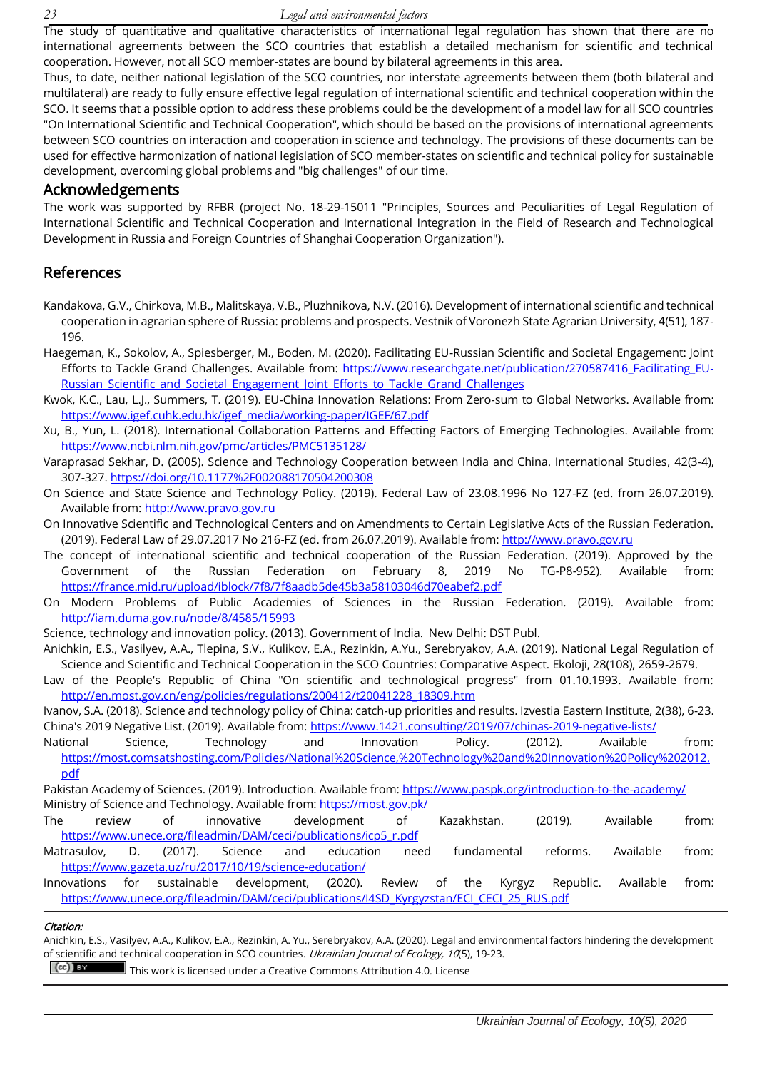The study of quantitative and qualitative characteristics of international legal regulation has shown that there are no international agreements between the SCO countries that establish a detailed mechanism for scientific and technical cooperation. However, not all SCO member-states are bound by bilateral agreements in this area.

Thus, to date, neither national legislation of the SCO countries, nor interstate agreements between them (both bilateral and multilateral) are ready to fully ensure effective legal regulation of international scientific and technical cooperation within the SCO. It seems that a possible option to address these problems could be the development of a model law for all SCO countries "On International Scientific and Technical Cooperation", which should be based on the provisions of international agreements between SCO countries on interaction and cooperation in science and technology. The provisions of these documents can be used for effective harmonization of national legislation of SCO member-states on scientific and technical policy for sustainable development, overcoming global problems and "big challenges" of our time.

## Acknowledgements

The work was supported by RFBR (project No. 18-29-15011 "Principles, Sources and Peculiarities of Legal Regulation of International Scientific and Technical Cooperation and International Integration in the Field of Research and Technological Development in Russia and Foreign Countries of Shanghai Cooperation Organization").

## References

Kandakova, G.V., Chirkova, M.B., Malitskaya, V.B., Pluzhnikova, N.V. (2016). Development of international scientific and technical cooperation in agrarian sphere of Russia: problems and prospects. Vestnik of Voronezh State Agrarian University, 4(51), 187-196.

Haegeman, K., Sokolov, A., Spiesberger, M., Boden, M. (2020). Facilitating EU-Russian Scientific and Societal Engagement: Joint Efforts to Tackle Grand Challenges. Available from: https://www.researchgate.net/publication/270587416_Facilitating_EU-Russian_Scientific_and_Societal_Engagement_Joint_Efforts_to_Tackle_Grand_Challenges

Kwok, K.C., Lau, L.J., Summers, T. (2019). EU-China Innovation Relations: From Zero-sum to Global Networks. Available from: https://www.igef.cuhk.edu.hk/igef_media/working-paper/IGEF/67.pdf

Xu, B., Yun, L. (2018). International Collaboration Patterns and Effecting Factors of Emerging Technologies. Available from: https://www.ncbi.nlm.nih.gov/pmc/articles/PMC5135128/

Varaprasad Sekhar, D. (2005). Science and Technology Cooperation between India and China. International Studies, 42(3-4), 307-327. https://doi.org/10.1177%2F002088170504200308

On Science and State Science and Technology Policy. (2019). Federal Law of 23.08.1996 No 127-FZ (ed. from 26.07.2019). Available from: http://www.pravo.gov.ru

On Innovative Scientific and Technological Centers and on Amendments to Certain Legislative Acts of the Russian Federation. (2019). Federal Law of 29.07.2017 No 216-FZ (ed. from 26.07.2019). Available from: http://www.pravo.gov.ru

The concept of international scientific and technical cooperation of the Russian Federation. (2019). Approved by the Government of the Russian Federation on February 8, 2019 No TG-P8-952). Available from: https://france.mid.ru/upload/iblock/7f8/7f8aadb5de45b3a58103046d70eabef2.pdf

On Modern Problems of Public Academies of Sciences in the Russian Federation. (2019). Available from: http://iam.duma.gov.ru/node/8/4585/15993

Science, technology and innovation policy. (2013). Government of India. New Delhi: DST Publ.

Anichkin, E.S., Vasilyev, A.A., Tlepina, S.V., Kulikov, E.A., Rezinkin, A.Yu., Serebryakov, A.A. (2019). National Legal Regulation of Science and Scientific and Technical Cooperation in the SCO Countries: Comparative Aspect. Ekoloji, 28(108), 2659-2679.

Law of the People's Republic of China "On scientific and technological progress" from 01.10.1993. Available from: http://en.most.gov.cn/eng/policies/regulations/200412/t20041228_18309.htm

Ivanov, S.A. (2018). Science and technology policy of China: catch-up priorities and results. Izvestia Eastern Institute, 2(38), 6-23.

China's 2019 Negative List. (2019). Available from: https://www.1421.consulting/2019/07/chinas-2019-negative-lists/

National Science, Technology and Innovation Policy. (2012). Available from: https://most.comsatshosting.com/Policies/National%20Science,%20Technology%20and%20Innovation%20Policy%202012.pdf

Pakistan Academy of Sciences. (2019). Introduction. Available from: https://www.paspk.org/introduction-to-the-academy/

Ministry of Science and Technology. Available from: https://most.gov.pk/

The review of innovative development of Kazakhstan. (2019). Available from: https://www.unece.org/fileadmin/DAM/ceci/publications/icp5_r.pdf

Matrasulov, D. (2017). Science and education need fundamental reforms. Available from: https://www.gazeta.uz/ru/2017/10/19/science-education/

Innovations for sustainable development, (2020). Review of the Kyrgyz Republic. Available from: https://www.unece.org/fileadmin/DAM/ceci/publications/I4SD_Kyrgyzstan/ECI_CECI_25_RUS.pdf

***Citation:***

Anichkin, E.S., Vasilyev, A.A., Kulikov, E.A., Rezinkin, A. Yu., Serebryakov, A.A. (2020). Legal and environmental factors hindering the development of scientific and technical cooperation in SCO countries. *Ukrainian Journal of Ecology, 10*(5), 19-23.

This work is licensed under a Creative Commons Attribution 4.0. License